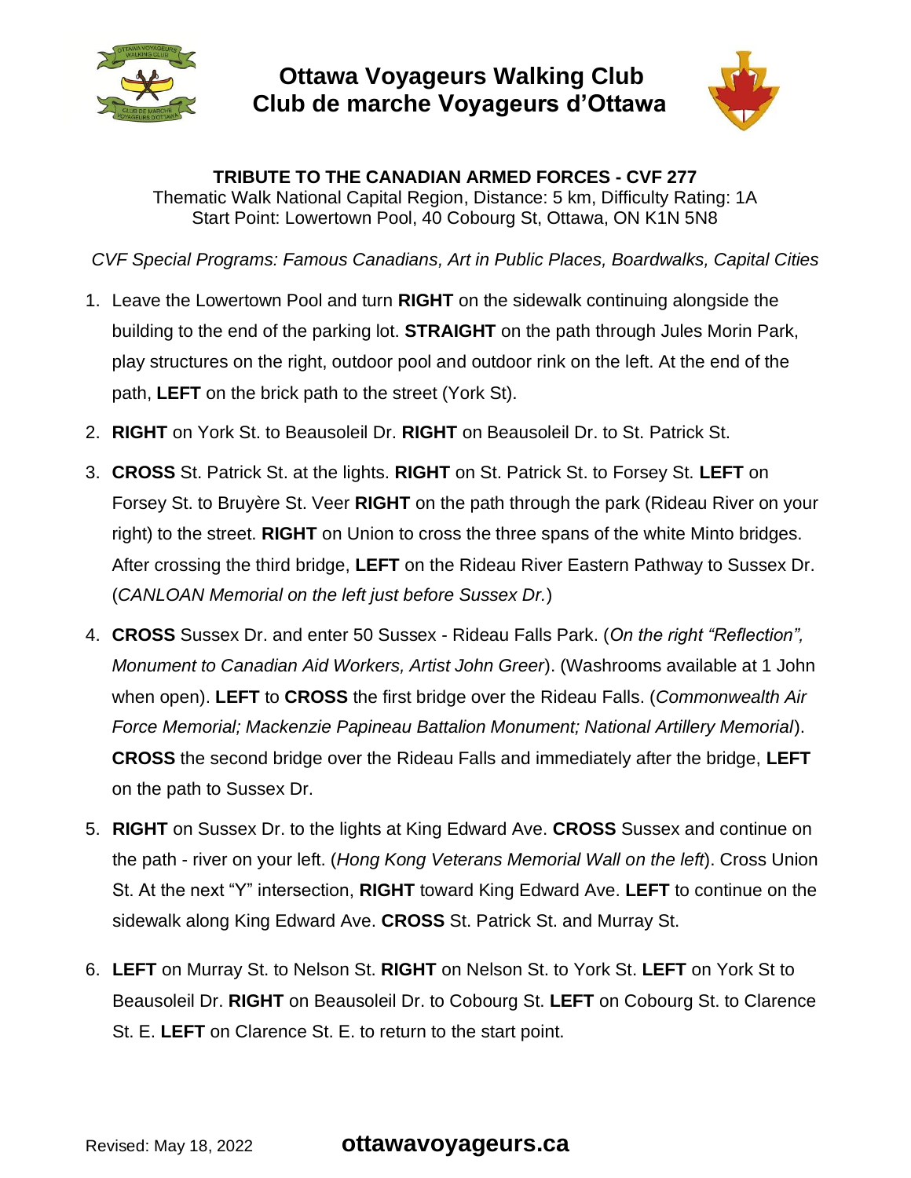# Ottawa Voyageurs Walking Club
# Club de marche Voyageurs d'Ottawa

**TRIBUTE TO THE CANADIAN ARMED FORCES - CVF 277**

Thematic Walk National Capital Region, Distance: 5 km, Difficulty Rating: 1A
Start Point: Lowertown Pool, 40 Cobourg St, Ottawa, ON K1N 5N8

*CVF Special Programs: Famous Canadians, Art in Public Places, Boardwalks, Capital Cities*

1. Leave the Lowertown Pool and turn **RIGHT** on the sidewalk continuing alongside the building to the end of the parking lot. **STRAIGHT** on the path through Jules Morin Park, play structures on the right, outdoor pool and outdoor rink on the left. At the end of the path, **LEFT** on the brick path to the street (York St).
2. **RIGHT** on York St. to Beausoleil Dr. **RIGHT** on Beausoleil Dr. to St. Patrick St.
3. **CROSS** St. Patrick St. at the lights. **RIGHT** on St. Patrick St. to Forsey St. **LEFT** on Forsey St. to Bruyère St. Veer **RIGHT** on the path through the park (Rideau River on your right) to the street. **RIGHT** on Union to cross the three spans of the white Minto bridges. After crossing the third bridge, **LEFT** on the Rideau River Eastern Pathway to Sussex Dr. (*CANLOAN Memorial on the left just before Sussex Dr.*)
4. **CROSS** Sussex Dr. and enter 50 Sussex - Rideau Falls Park. (*On the right "Reflection", Monument to Canadian Aid Workers, Artist John Greer*). (Washrooms available at 1 John when open). **LEFT** to **CROSS** the first bridge over the Rideau Falls. (*Commonwealth Air Force Memorial; Mackenzie Papineau Battalion Monument; National Artillery Memorial*). **CROSS** the second bridge over the Rideau Falls and immediately after the bridge, **LEFT** on the path to Sussex Dr.
5. **RIGHT** on Sussex Dr. to the lights at King Edward Ave. **CROSS** Sussex and continue on the path - river on your left. (*Hong Kong Veterans Memorial Wall on the left*). Cross Union St. At the next "Y" intersection, **RIGHT** toward King Edward Ave. **LEFT** to continue on the sidewalk along King Edward Ave. **CROSS** St. Patrick St. and Murray St.
6. **LEFT** on Murray St. to Nelson St. **RIGHT** on Nelson St. to York St. **LEFT** on York St to Beausoleil Dr. **RIGHT** on Beausoleil Dr. to Cobourg St. **LEFT** on Cobourg St. to Clarence St. E. **LEFT** on Clarence St. E. to return to the start point.

Revised: May 18, 2022 **ottawavoyageurs.ca**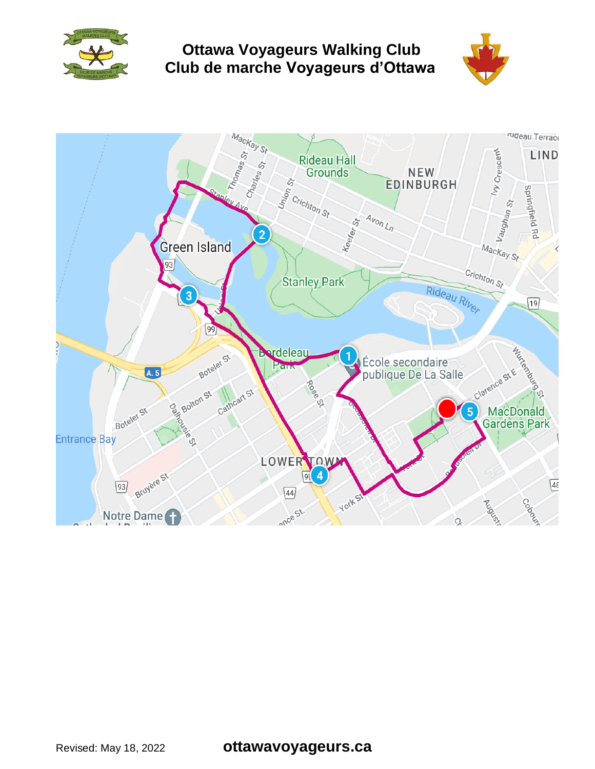**Ottawa Voyageurs Walking Club**
**Club de marche Voyageurs d'Ottawa**

MacKay St
Rideau Hall Grounds
NEW EDINBURGH
Rideau Terrace
LIND
Ivy Crescent
Vaughan St
Springfield Rd
Thomas St
Charles St
Union St
Crichton St
Avon Ln
Keefer St
Stanley Ave
MacKay St
Crichton St
Green Island
Stanley Park
Rideau River
93
19
3
2
1
99
Bordeleau Park
École secondaire publique De La Salle
Wurtemburg St
Clarence St E
Boteler St
A. 5
Bolton St
Cathcart St
Rose St
Beausoleil Dr
5
MacDonald Gardens Park
Boteler St
Dalhousie St
Entrance Bay
LOWERTOWN
4
York St
93
Bruyère St
44
York St
48
Augusta
Cobourg
Notre Dame

Revised: May 18, 2022

**ottawavoyageurs.ca**